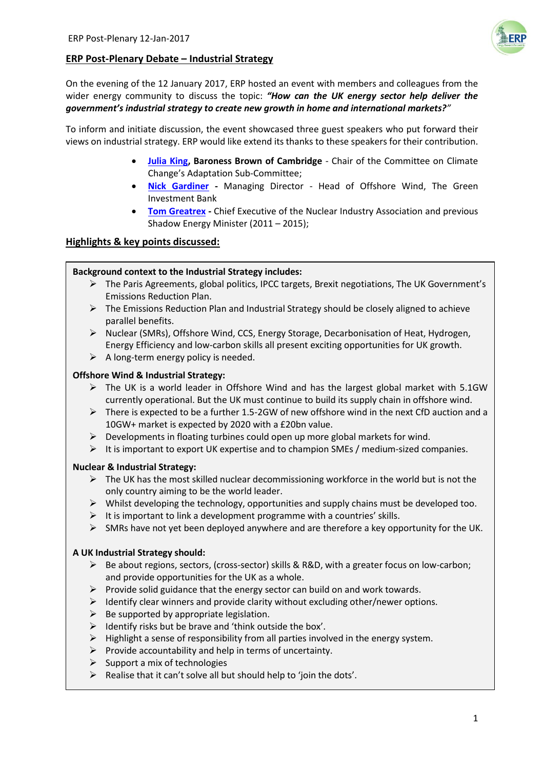## ERP Post-Plenary Debate – Industrial Strategy

On the evening of the 12 January 2017, ERP hosted an event with members and colleagues from the wider energy community to discuss the topic: ***"How can the UK energy sector help deliver the government's industrial strategy to create new growth in home and international markets?"***

To inform and initiate discussion, the event showcased three guest speakers who put forward their views on industrial strategy. ERP would like extend its thanks to these speakers for their contribution.

- **Julia King, Baroness Brown of Cambridge** - Chair of the Committee on Climate Change's Adaptation Sub-Committee;
- **Nick Gardiner -** Managing Director - Head of Offshore Wind, The Green Investment Bank
- **Tom Greatrex -** Chief Executive of the Nuclear Industry Association and previous Shadow Energy Minister (2011 – 2015);

## Highlights & key points discussed:

**Background context to the Industrial Strategy includes:**

- The Paris Agreements, global politics, IPCC targets, Brexit negotiations, The UK Government's Emissions Reduction Plan.
- The Emissions Reduction Plan and Industrial Strategy should be closely aligned to achieve parallel benefits.
- Nuclear (SMRs), Offshore Wind, CCS, Energy Storage, Decarbonisation of Heat, Hydrogen, Energy Efficiency and low-carbon skills all present exciting opportunities for UK growth.
- A long-term energy policy is needed.

**Offshore Wind & Industrial Strategy:**

- The UK is a world leader in Offshore Wind and has the largest global market with 5.1GW currently operational. But the UK must continue to build its supply chain in offshore wind.
- There is expected to be a further 1.5-2GW of new offshore wind in the next CfD auction and a 10GW+ market is expected by 2020 with a £20bn value.
- Developments in floating turbines could open up more global markets for wind.
- It is important to export UK expertise and to champion SMEs / medium-sized companies.

**Nuclear & Industrial Strategy:**

- The UK has the most skilled nuclear decommissioning workforce in the world but is not the only country aiming to be the world leader.
- Whilst developing the technology, opportunities and supply chains must be developed too.
- It is important to link a development programme with a countries' skills.
- SMRs have not yet been deployed anywhere and are therefore a key opportunity for the UK.

**A UK Industrial Strategy should:**

- Be about regions, sectors, (cross-sector) skills & R&D, with a greater focus on low-carbon; and provide opportunities for the UK as a whole.
- Provide solid guidance that the energy sector can build on and work towards.
- Identify clear winners and provide clarity without excluding other/newer options.
- Be supported by appropriate legislation.
- Identify risks but be brave and 'think outside the box'.
- Highlight a sense of responsibility from all parties involved in the energy system.
- Provide accountability and help in terms of uncertainty.
- Support a mix of technologies
- Realise that it can't solve all but should help to 'join the dots'.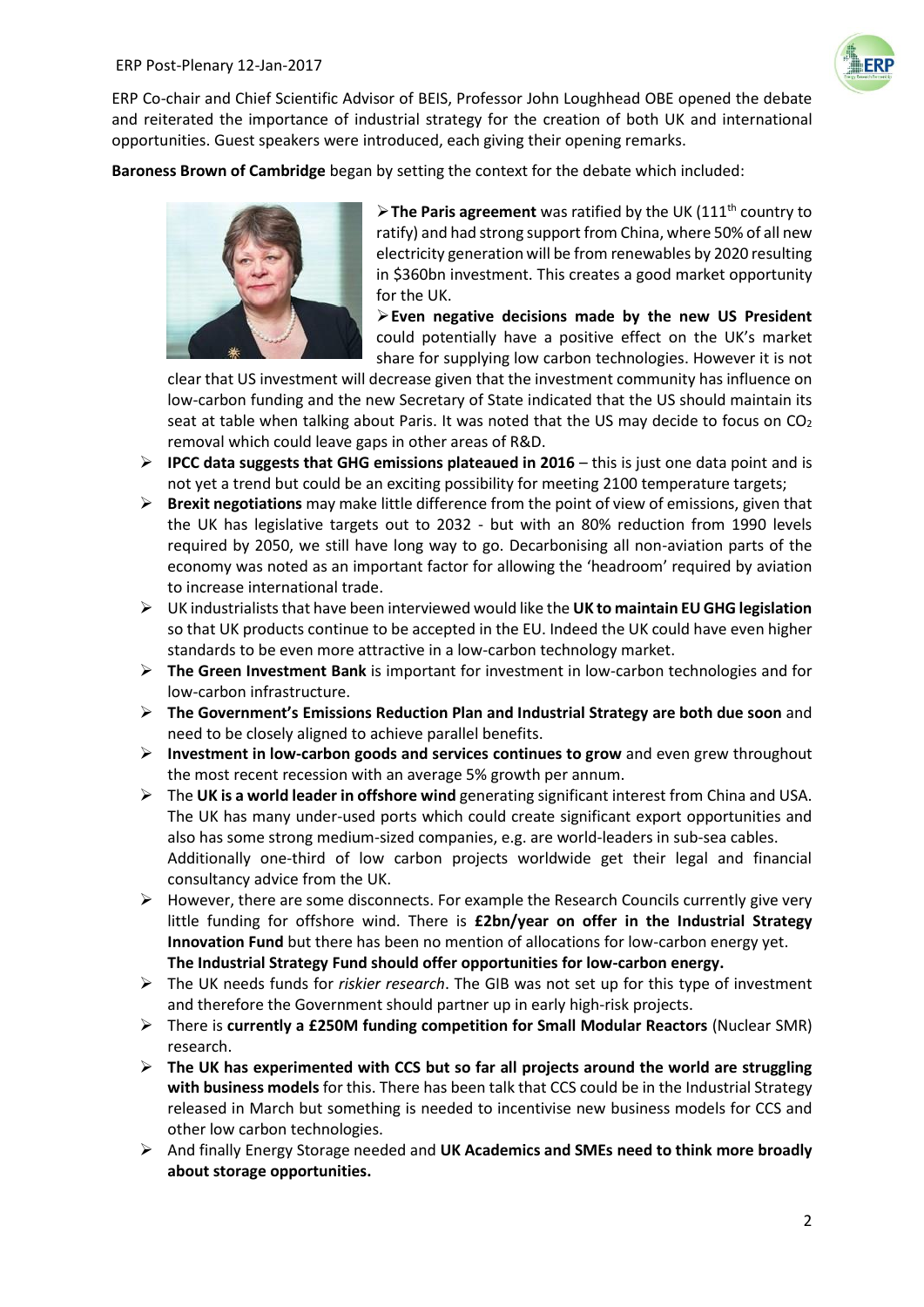ERP Co-chair and Chief Scientific Advisor of BEIS, Professor John Loughhead OBE opened the debate and reiterated the importance of industrial strategy for the creation of both UK and international opportunities. Guest speakers were introduced, each giving their opening remarks.

**Baroness Brown of Cambridge** began by setting the context for the debate which included:

- **The Paris agreement** was ratified by the UK (111th country to ratify) and had strong support from China, where 50% of all new electricity generation will be from renewables by 2020 resulting in \$360bn investment. This creates a good market opportunity for the UK.
- **Even negative decisions made by the new US President** could potentially have a positive effect on the UK's market share for supplying low carbon technologies. However it is not clear that US investment will decrease given that the investment community has influence on low-carbon funding and the new Secretary of State indicated that the US should maintain its seat at table when talking about Paris. It was noted that the US may decide to focus on $CO_2$ removal which could leave gaps in other areas of R&D.
- **IPCC data suggests that GHG emissions plateaued in 2016** – this is just one data point and is not yet a trend but could be an exciting possibility for meeting 2100 temperature targets;
- **Brexit negotiations** may make little difference from the point of view of emissions, given that the UK has legislative targets out to 2032 - but with an 80% reduction from 1990 levels required by 2050, we still have long way to go. Decarbonising all non-aviation parts of the economy was noted as an important factor for allowing the 'headroom' required by aviation to increase international trade.
- UK industrialists that have been interviewed would like the **UK to maintain EU GHG legislation** so that UK products continue to be accepted in the EU. Indeed the UK could have even higher standards to be even more attractive in a low-carbon technology market.
- **The Green Investment Bank** is important for investment in low-carbon technologies and for low-carbon infrastructure.
- **The Government's Emissions Reduction Plan and Industrial Strategy are both due soon** and need to be closely aligned to achieve parallel benefits.
- **Investment in low-carbon goods and services continues to grow** and even grew throughout the most recent recession with an average 5% growth per annum.
- The **UK is a world leader in offshore wind** generating significant interest from China and USA. The UK has many under-used ports which could create significant export opportunities and also has some strong medium-sized companies, e.g. are world-leaders in sub-sea cables.
  Additionally one-third of low carbon projects worldwide get their legal and financial consultancy advice from the UK.
- However, there are some disconnects. For example the Research Councils currently give very little funding for offshore wind. There is **£2bn/year on offer in the Industrial Strategy Innovation Fund** but there has been no mention of allocations for low-carbon energy yet.
  **The Industrial Strategy Fund should offer opportunities for low-carbon energy.**
- The UK needs funds for *riskier research*. The GIB was not set up for this type of investment and therefore the Government should partner up in early high-risk projects.
- There is **currently a £250M funding competition for Small Modular Reactors** (Nuclear SMR) research.
- **The UK has experimented with CCS but so far all projects around the world are struggling with business models** for this. There has been talk that CCS could be in the Industrial Strategy released in March but something is needed to incentivise new business models for CCS and other low carbon technologies.
- And finally Energy Storage needed and **UK Academics and SMEs need to think more broadly about storage opportunities.**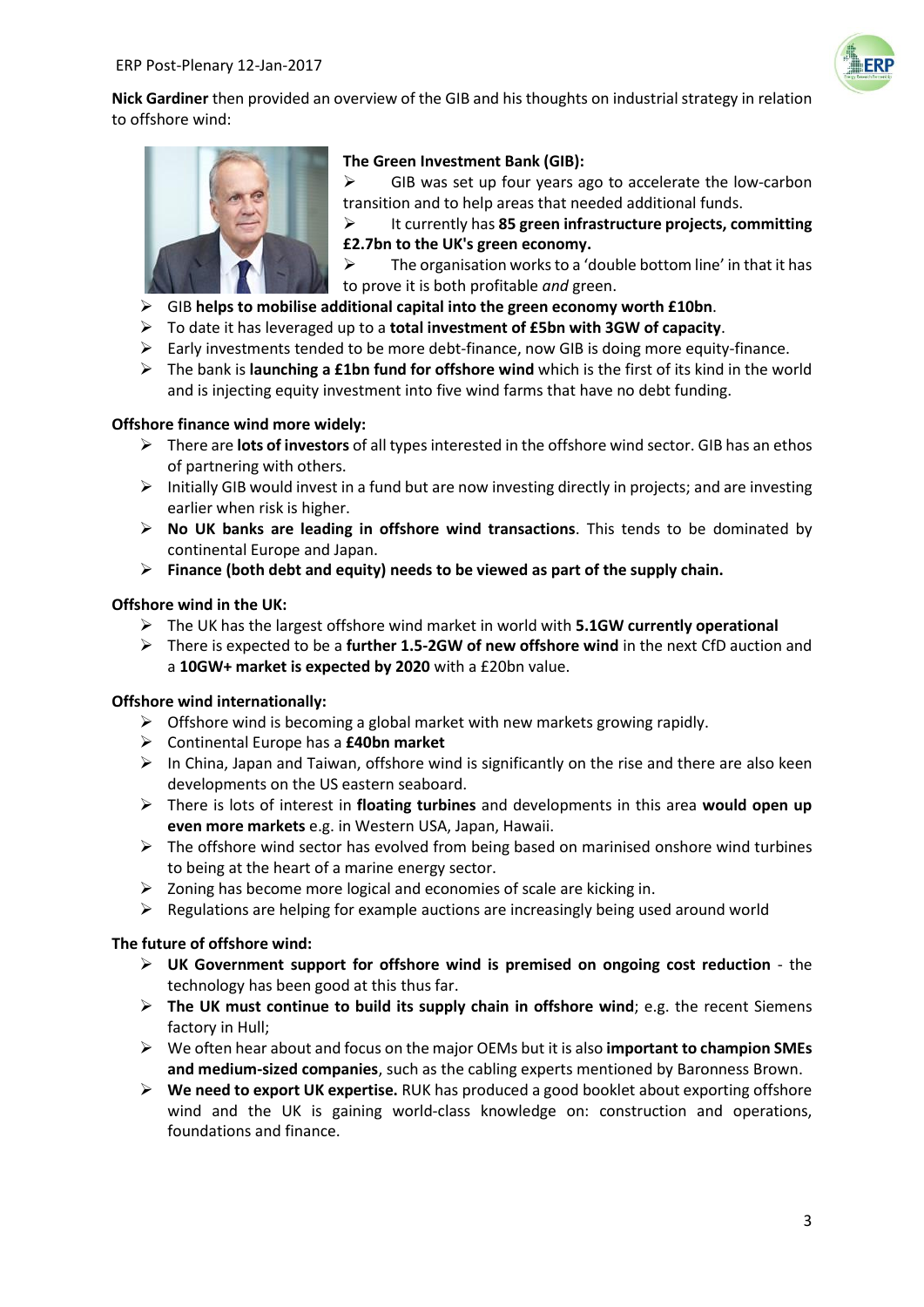Nick Gardiner then provided an overview of the GIB and his thoughts on industrial strategy in relation to offshore wind:

**The Green Investment Bank (GIB):**

- GIB was set up four years ago to accelerate the low-carbon transition and to help areas that needed additional funds.
- It currently has **85 green infrastructure projects, committing £2.7bn to the UK's green economy.**
- The organisation works to a 'double bottom line' in that it has to prove it is both profitable *and* green.
- GIB **helps to mobilise additional capital into the green economy worth £10bn**.
- To date it has leveraged up to a **total investment of £5bn with 3GW of capacity**.
- Early investments tended to be more debt-finance, now GIB is doing more equity-finance.
- The bank is **launching a £1bn fund for offshore wind** which is the first of its kind in the world and is injecting equity investment into five wind farms that have no debt funding.

**Offshore finance wind more widely:**

- There are **lots of investors** of all types interested in the offshore wind sector. GIB has an ethos of partnering with others.
- Initially GIB would invest in a fund but are now investing directly in projects; and are investing earlier when risk is higher.
- **No UK banks are leading in offshore wind transactions**. This tends to be dominated by continental Europe and Japan.
- **Finance (both debt and equity) needs to be viewed as part of the supply chain.**

**Offshore wind in the UK:**

- The UK has the largest offshore wind market in world with **5.1GW currently operational**
- There is expected to be a **further 1.5-2GW of new offshore wind** in the next CfD auction and a **10GW+ market is expected by 2020** with a £20bn value.

**Offshore wind internationally:**

- Offshore wind is becoming a global market with new markets growing rapidly.
- Continental Europe has a **£40bn market**
- In China, Japan and Taiwan, offshore wind is significantly on the rise and there are also keen developments on the US eastern seaboard.
- There is lots of interest in **floating turbines** and developments in this area **would open up even more markets** e.g. in Western USA, Japan, Hawaii.
- The offshore wind sector has evolved from being based on marinised onshore wind turbines to being at the heart of a marine energy sector.
- Zoning has become more logical and economies of scale are kicking in.
- Regulations are helping for example auctions are increasingly being used around world

**The future of offshore wind:**

- **UK Government support for offshore wind is premised on ongoing cost reduction** - the technology has been good at this thus far.
- **The UK must continue to build its supply chain in offshore wind**; e.g. the recent Siemens factory in Hull;
- We often hear about and focus on the major OEMs but it is also **important to champion SMEs and medium-sized companies**, such as the cabling experts mentioned by Baroness Brown.
- **We need to export UK expertise.** RUK has produced a good booklet about exporting offshore wind and the UK is gaining world-class knowledge on: construction and operations, foundations and finance.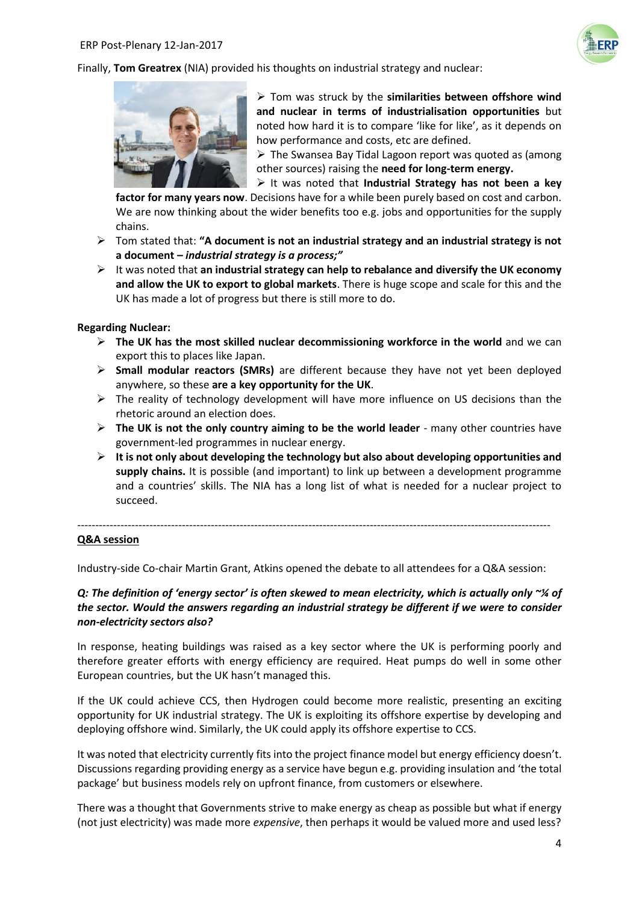Finally, **Tom Greatrex** (NIA) provided his thoughts on industrial strategy and nuclear:

- Tom was struck by the **similarities between offshore wind and nuclear in terms of industrialisation opportunities** but noted how hard it is to compare 'like for like', as it depends on how performance and costs, etc are defined.
- The Swansea Bay Tidal Lagoon report was quoted as (among other sources) raising the **need for long-term energy.**
- It was noted that **Industrial Strategy has not been a key factor for many years now**. Decisions have for a while been purely based on cost and carbon. We are now thinking about the wider benefits too e.g. jobs and opportunities for the supply chains.
- Tom stated that: **"A document is not an industrial strategy and an industrial strategy is not a document – *industrial strategy is a process;"***
- It was noted that **an industrial strategy can help to rebalance and diversify the UK economy and allow the UK to export to global markets**. There is huge scope and scale for this and the UK has made a lot of progress but there is still more to do.

**Regarding Nuclear:**

- **The UK has the most skilled nuclear decommissioning workforce in the world** and we can export this to places like Japan.
- **Small modular reactors (SMRs)** are different because they have not yet been deployed anywhere, so these **are a key opportunity for the UK**.
- The reality of technology development will have more influence on US decisions than the rhetoric around an election does.
- **The UK is not the only country aiming to be the world leader** - many other countries have government-led programmes in nuclear energy.
- **It is not only about developing the technology but also about developing opportunities and supply chains.** It is possible (and important) to link up between a development programme and a countries' skills. The NIA has a long list of what is needed for a nuclear project to succeed.

---

**Q&A session**

Industry-side Co-chair Martin Grant, Atkins opened the debate to all attendees for a Q&A session:

***Q: The definition of 'energy sector' is often skewed to mean electricity, which is actually only ~¼ of the sector. Would the answers regarding an industrial strategy be different if we were to consider non-electricity sectors also?***

In response, heating buildings was raised as a key sector where the UK is performing poorly and therefore greater efforts with energy efficiency are required. Heat pumps do well in some other European countries, but the UK hasn't managed this.

If the UK could achieve CCS, then Hydrogen could become more realistic, presenting an exciting opportunity for UK industrial strategy. The UK is exploiting its offshore expertise by developing and deploying offshore wind. Similarly, the UK could apply its offshore expertise to CCS.

It was noted that electricity currently fits into the project finance model but energy efficiency doesn't. Discussions regarding providing energy as a service have begun e.g. providing insulation and 'the total package' but business models rely on upfront finance, from customers or elsewhere.

There was a thought that Governments strive to make energy as cheap as possible but what if energy (not just electricity) was made more *expensive*, then perhaps it would be valued more and used less?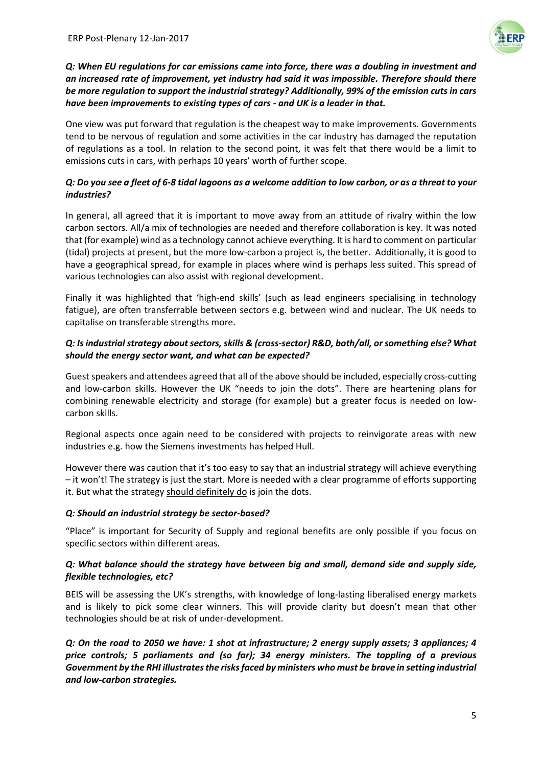***Q: When EU regulations for car emissions came into force, there was a doubling in investment and an increased rate of improvement, yet industry had said it was impossible. Therefore should there be more regulation to support the industrial strategy? Additionally, 99% of the emission cuts in cars have been improvements to existing types of cars - and UK is a leader in that.***

One view was put forward that regulation is the cheapest way to make improvements. Governments tend to be nervous of regulation and some activities in the car industry has damaged the reputation of regulations as a tool. In relation to the second point, it was felt that there would be a limit to emissions cuts in cars, with perhaps 10 years' worth of further scope.

***Q: Do you see a fleet of 6-8 tidal lagoons as a welcome addition to low carbon, or as a threat to your industries?***

In general, all agreed that it is important to move away from an attitude of rivalry within the low carbon sectors. All/a mix of technologies are needed and therefore collaboration is key. It was noted that (for example) wind as a technology cannot achieve everything. It is hard to comment on particular (tidal) projects at present, but the more low-carbon a project is, the better. Additionally, it is good to have a geographical spread, for example in places where wind is perhaps less suited. This spread of various technologies can also assist with regional development.

Finally it was highlighted that 'high-end skills' (such as lead engineers specialising in technology fatigue), are often transferrable between sectors e.g. between wind and nuclear. The UK needs to capitalise on transferable strengths more.

***Q: Is industrial strategy about sectors, skills & (cross-sector) R&D, both/all, or something else? What should the energy sector want, and what can be expected?***

Guest speakers and attendees agreed that all of the above should be included, especially cross-cutting and low-carbon skills. However the UK "needs to join the dots". There are heartening plans for combining renewable electricity and storage (for example) but a greater focus is needed on low-carbon skills.

Regional aspects once again need to be considered with projects to reinvigorate areas with new industries e.g. how the Siemens investments has helped Hull.

However there was caution that it's too easy to say that an industrial strategy will achieve everything – it won't! The strategy is just the start. More is needed with a clear programme of efforts supporting it. But what the strategy <u>should definitely do</u> is join the dots.

***Q: Should an industrial strategy be sector-based?***

"Place" is important for Security of Supply and regional benefits are only possible if you focus on specific sectors within different areas.

***Q: What balance should the strategy have between big and small, demand side and supply side, flexible technologies, etc?***

BEIS will be assessing the UK's strengths, with knowledge of long-lasting liberalised energy markets and is likely to pick some clear winners. This will provide clarity but doesn't mean that other technologies should be at risk of under-development.

***Q: On the road to 2050 we have: 1 shot at infrastructure; 2 energy supply assets; 3 appliances; 4 price controls; 5 parliaments and (so far); 34 energy ministers. The toppling of a previous Government by the RHI illustrates the risks faced by ministers who must be brave in setting industrial and low-carbon strategies.***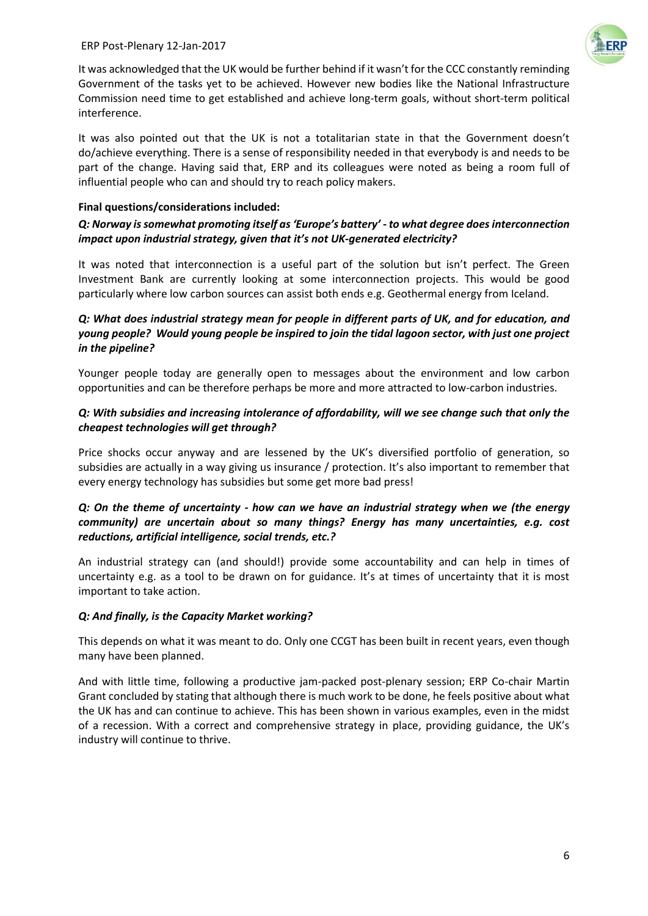It was acknowledged that the UK would be further behind if it wasn't for the CCC constantly reminding Government of the tasks yet to be achieved. However new bodies like the National Infrastructure Commission need time to get established and achieve long-term goals, without short-term political interference.

It was also pointed out that the UK is not a totalitarian state in that the Government doesn't do/achieve everything. There is a sense of responsibility needed in that everybody is and needs to be part of the change. Having said that, ERP and its colleagues were noted as being a room full of influential people who can and should try to reach policy makers.

**Final questions/considerations included:**

***Q: Norway is somewhat promoting itself as 'Europe's battery' - to what degree does interconnection impact upon industrial strategy, given that it's not UK-generated electricity?***

It was noted that interconnection is a useful part of the solution but isn't perfect. The Green Investment Bank are currently looking at some interconnection projects. This would be good particularly where low carbon sources can assist both ends e.g. Geothermal energy from Iceland.

***Q: What does industrial strategy mean for people in different parts of UK, and for education, and young people? Would young people be inspired to join the tidal lagoon sector, with just one project in the pipeline?***

Younger people today are generally open to messages about the environment and low carbon opportunities and can be therefore perhaps be more and more attracted to low-carbon industries.

***Q: With subsidies and increasing intolerance of affordability, will we see change such that only the cheapest technologies will get through?***

Price shocks occur anyway and are lessened by the UK's diversified portfolio of generation, so subsidies are actually in a way giving us insurance / protection. It's also important to remember that every energy technology has subsidies but some get more bad press!

***Q: On the theme of uncertainty - how can we have an industrial strategy when we (the energy community) are uncertain about so many things? Energy has many uncertainties, e.g. cost reductions, artificial intelligence, social trends, etc.?***

An industrial strategy can (and should!) provide some accountability and can help in times of uncertainty e.g. as a tool to be drawn on for guidance. It's at times of uncertainty that it is most important to take action.

***Q: And finally, is the Capacity Market working?***

This depends on what it was meant to do. Only one CCGT has been built in recent years, even though many have been planned.

And with little time, following a productive jam-packed post-plenary session; ERP Co-chair Martin Grant concluded by stating that although there is much work to be done, he feels positive about what the UK has and can continue to achieve. This has been shown in various examples, even in the midst of a recession. With a correct and comprehensive strategy in place, providing guidance, the UK's industry will continue to thrive.